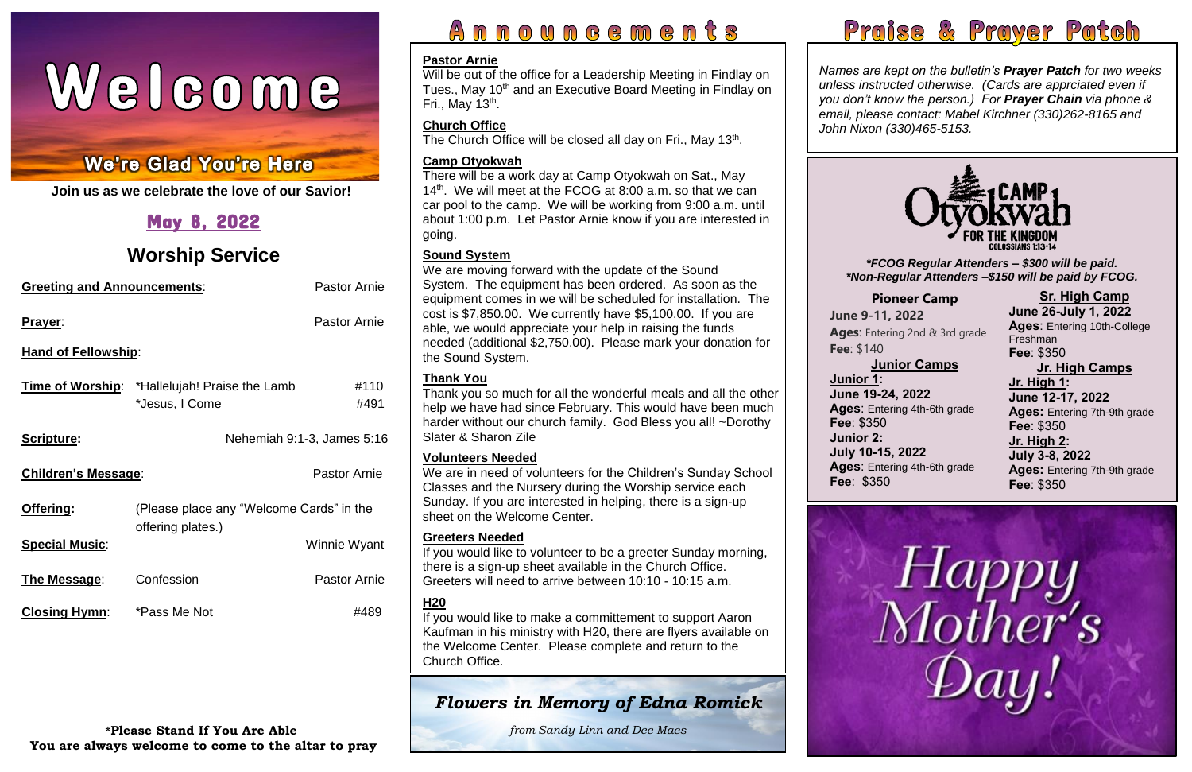# Welcome

## We're Glad You're Here

**Join us as we celebrate the love of our Savior!**

## May 8, 2022

## Worship Service

**Greeting and Announcements**: Pastor Arnie

**Prayer**: Pastor Arnie

**Hand of Fellowship**:

**Time of Worship**: *Hallelujah! Praise the Lamb #110
*Jesus, I Come #491

**Scripture:** Nehemiah 9:1-3, James 5:16

**Children's Message**: Pastor Arnie

**Offering:** (Please place any "Welcome Cards" in the offering plates.)

**Special Music**: Winnie Wyant

**The Message**: Confession Pastor Arnie

**Closing Hymn**: *Pass Me Not #489

**\*Please Stand If You Are Able**
**You are always welcome to come to the altar to pray**

# Announcements

**Pastor Arnie**
Will be out of the office for a Leadership Meeting in Findlay on Tues., May 10th and an Executive Board Meeting in Findlay on Fri., May 13th.

**Church Office**
The Church Office will be closed all day on Fri., May 13th.

**Camp Otyokwah**
There will be a work day at Camp Otyokwah on Sat., May 14th. We will meet at the FCOG at 8:00 a.m. so that we can car pool to the camp. We will be working from 9:00 a.m. until about 1:00 p.m. Let Pastor Arnie know if you are interested in going.

**Sound System**
We are moving forward with the update of the Sound System. The equipment has been ordered. As soon as the equipment comes in we will be scheduled for installation. The cost is $7,850.00. We currently have $5,100.00. If you are able, we would appreciate your help in raising the funds needed (additional $2,750.00). Please mark your donation for the Sound System.

**Thank You**
Thank you so much for all the wonderful meals and all the other help we have had since February. This would have been much harder without our church family. God Bless you all! ~Dorothy Slater & Sharon Zile

**Volunteers Needed**
We are in need of volunteers for the Children's Sunday School Classes and the Nursery during the Worship service each Sunday. If you are interested in helping, there is a sign-up sheet on the Welcome Center.

**Greeters Needed**
If you would like to volunteer to be a greeter Sunday morning, there is a sign-up sheet available in the Church Office. Greeters will need to arrive between 10:10 - 10:15 a.m.

**H20**
If you would like to make a committement to support Aaron Kaufman in his ministry with H20, there are flyers available on the Welcome Center. Please complete and return to the Church Office.

***Flowers in Memory of Edna Romick***

*from Sandy Linn and Dee Maes*

# Praise & Prayer Patch

*Names are kept on the bulletin's **Prayer Patch** for two weeks unless instructed otherwise. (Cards are apprciated even if you don't know the person.) For **Prayer Chain** via phone & email, please contact: Mabel Kirchner (330)262-8165 and John Nixon (330)465-5153.*

**Camp Otyokwah**
**FOR THE KINGDOM**
COLOSSIANS 1:13-14

***FCOG Regular Attenders – $300 will be paid.***
***\*Non-Regular Attenders –$150 will be paid by FCOG.***

**Pioneer Camp**
**June 9-11, 2022**
**Ages**: Entering 2nd & 3rd grade
**Fee**: $140

**Junior Camps**
**Junior 1:**
**June 19-24, 2022**
**Ages**: Entering 4th-6th grade
**Fee**: $350
**Junior 2:**
**July 10-15, 2022**
**Ages**: Entering 4th-6th grade
**Fee**: $350

**Sr. High Camp**
**June 26-July 1, 2022**
**Ages**: Entering 10th-College Freshman
**Fee**: $350

**Jr. High Camps**
**Jr. High 1:**
**June 12-17, 2022**
**Ages:** Entering 7th-9th grade
**Fee**: $350
**Jr. High 2:**
**July 3-8, 2022**
**Ages:** Entering 7th-9th grade
**Fee**: $350

*Happy Mother's Day!*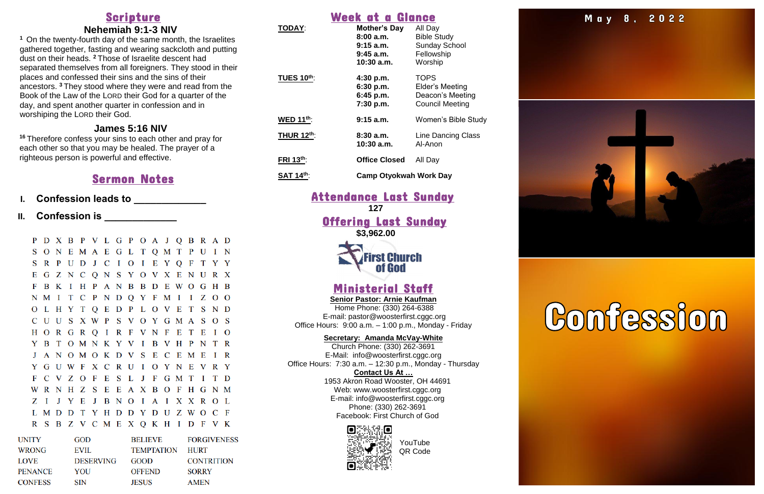## Scripture

### Nehemiah 9:1-3 NIV

[1] On the twenty-fourth day of the same month, the Israelites gathered together, fasting and wearing sackcloth and putting dust on their heads. [2] Those of Israelite descent had separated themselves from all foreigners. They stood in their places and confessed their sins and the sins of their ancestors. [3] They stood where they were and read from the Book of the Law of the LORD their God for a quarter of the day, and spent another quarter in confession and in worshiping the LORD their God.

### James 5:16 NIV

[16] Therefore confess your sins to each other and pray for each other so that you may be healed. The prayer of a righteous person is powerful and effective.

## Sermon Notes

I. **Confession leads to _____________**

II. **Confession is _____________**

```
P D X B P V L G P O A J Q B R A D
S O N E M A E G L T Q M T P U I N
S R P U D J C I O I E Y Q F T Y Y
E G Z N C Q N S Y O V X E N U R X
F B K I H P A N B B D E W O G H B
N M I T C P N D Q Y F M I I Z O O
O L H Y T Q E D P L O V E T S N D
C U U S X W P S V O Y G M A S O S
H O R G R Q I R F V N F E T E I O
Y B T O M N K Y V I B V H P N T R
J A N O M O K D V S E C E M E I R
Y G U W F X C R U I O Y N E V R Y
F C V Z O F E S L J F G M T I T D
W R N H Z S E E A X B O F H G N M
Z I J Y E J B N O I A I X X R O L
L M D D T Y H D D Y D U Z W O C F
R S B Z V C M E X Q K H I D F V K
```

| | | | |
|---|---|---|---|
| UNITY | GOD | BELIEVE | FORGIVENESS |
| WRONG | EVIL | TEMPTATION | HURT |
| LOVE | DESERVING | GOOD | CONTRITION |
| PENANCE | YOU | OFFEND | SORRY |
| CONFESS | SIN | JESUS | AMEN |

## Week at a Glance

| | | |
|---|---|---|
| **TODAY**: | **Mother's Day** | All Day |
| | **8:00 a.m.** | Bible Study |
| | **9:15 a.m.** | Sunday School |
| | **9:45 a.m.** | Fellowship |
| | **10:30 a.m.** | Worship |
| **TUES 10th**: | **4:30 p.m.** | TOPS |
| | **6:30 p.m.** | Elder's Meeting |
| | **6:45 p.m.** | Deacon's Meeting |
| | **7:30 p.m.** | Council Meeting |
| **WED 11th**: | **9:15 a.m.** | Women's Bible Study |
| **THUR 12th**: | **8:30 a.m.** | Line Dancing Class |
| | **10:30 a.m.** | Al-Anon |
| **FRI 13th**: | **Office Closed** | All Day |
| **SAT 14th**: | **Camp Otyokwah Work Day** | |

## Attendance Last Sunday

**127**

## Offering Last Sunday

**$3,962.00**

First Church of God

## Ministerial Staff

**Senior Pastor: Arnie Kaufman**
Home Phone: (330) 264-6388
E-mail: pastor@woosterfirst.cggc.org
Office Hours: 9:00 a.m. – 1:00 p.m., Monday - Friday

**Secretary: Amanda McVay-White**
Church Phone: (330) 262-3691
E-Mail: info@woosterfirst.cggc.org
Office Hours: 7:30 a.m. – 12:30 p.m., Monday - Thursday

**Contact Us At …**
1953 Akron Road Wooster, OH 44691
Web: www.woosterfirst.cggc.org
E-mail: info@woosterfirst.cggc.org
Phone: (330) 262-3691
Facebook: First Church of God

YouTube QR Code

May 8, 2022

# Confession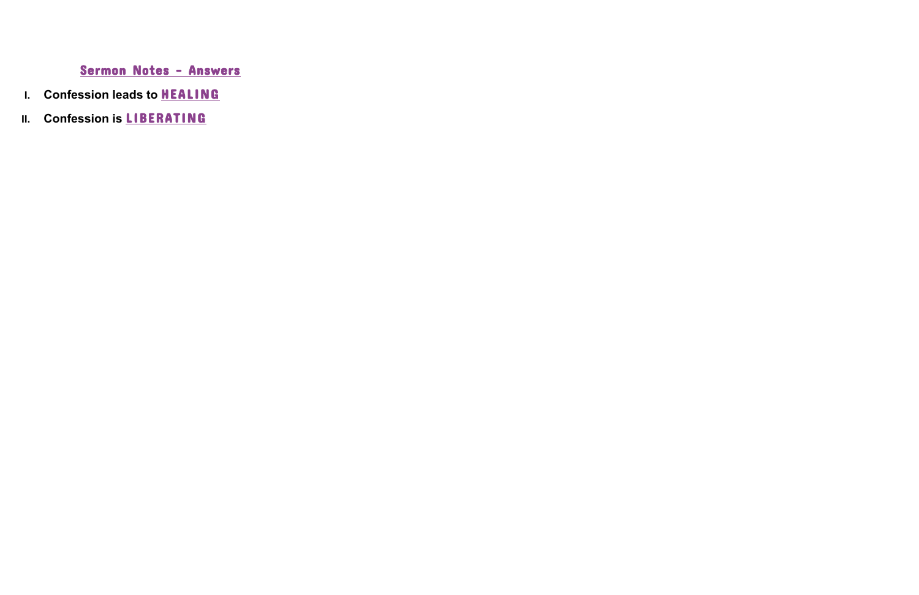## Sermon Notes - Answers

I. **Confession leads to HEALING**

II. **Confession is LIBERATING**